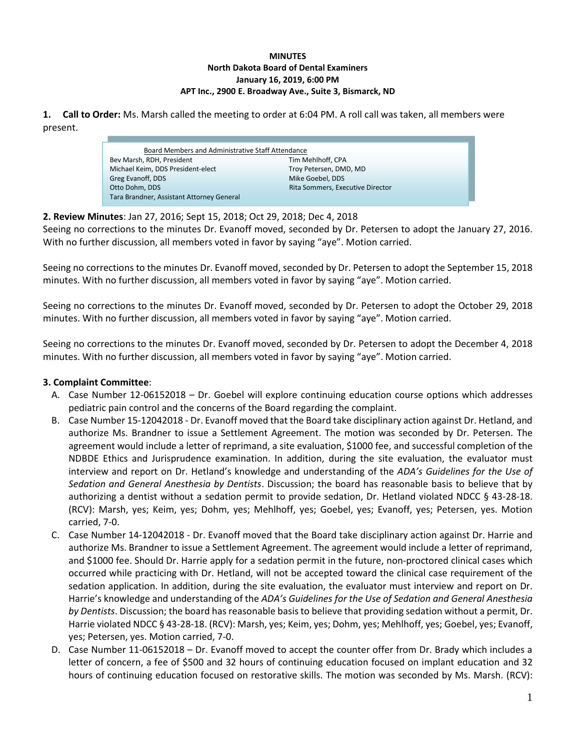**MINUTES**
**North Dakota Board of Dental Examiners**
**January 16, 2019, 6:00 PM**
**APT Inc., 2900 E. Broadway Ave., Suite 3, Bismarck, ND**

**1. Call to Order:** Ms. Marsh called the meeting to order at 6:04 PM. A roll call was taken, all members were present.

| Board Members and Administrative Staff Attendance | |
|---|---|
| Bev Marsh, RDH, President | Tim Mehlhoff, CPA |
| Michael Keim, DDS President-elect | Troy Petersen, DMD, MD |
| Greg Evanoff, DDS | Mike Goebel, DDS |
| Otto Dohm, DDS | Rita Sommers, Executive Director |
| Tara Brandner, Assistant Attorney General | |

**2. Review Minutes**: Jan 27, 2016; Sept 15, 2018; Oct 29, 2018; Dec 4, 2018

Seeing no corrections to the minutes Dr. Evanoff moved, seconded by Dr. Petersen to adopt the January 27, 2016. With no further discussion, all members voted in favor by saying "aye". Motion carried.

Seeing no corrections to the minutes Dr. Evanoff moved, seconded by Dr. Petersen to adopt the September 15, 2018 minutes. With no further discussion, all members voted in favor by saying "aye". Motion carried.

Seeing no corrections to the minutes Dr. Evanoff moved, seconded by Dr. Petersen to adopt the October 29, 2018 minutes. With no further discussion, all members voted in favor by saying "aye". Motion carried.

Seeing no corrections to the minutes Dr. Evanoff moved, seconded by Dr. Petersen to adopt the December 4, 2018 minutes. With no further discussion, all members voted in favor by saying "aye". Motion carried.

**3. Complaint Committee**:

A. Case Number 12-06152018 – Dr. Goebel will explore continuing education course options which addresses pediatric pain control and the concerns of the Board regarding the complaint.

B. Case Number 15-12042018 - Dr. Evanoff moved that the Board take disciplinary action against Dr. Hetland, and authorize Ms. Brandner to issue a Settlement Agreement. The motion was seconded by Dr. Petersen. The agreement would include a letter of reprimand, a site evaluation, $1000 fee, and successful completion of the NDBDE Ethics and Jurisprudence examination. In addition, during the site evaluation, the evaluator must interview and report on Dr. Hetland's knowledge and understanding of the *ADA's Guidelines for the Use of Sedation and General Anesthesia by Dentists*. Discussion; the board has reasonable basis to believe that by authorizing a dentist without a sedation permit to provide sedation, Dr. Hetland violated NDCC § 43-28-18. (RCV): Marsh, yes; Keim, yes; Dohm, yes; Mehlhoff, yes; Goebel, yes; Evanoff, yes; Petersen, yes. Motion carried, 7-0.

C. Case Number 14-12042018 - Dr. Evanoff moved that the Board take disciplinary action against Dr. Harrie and authorize Ms. Brandner to issue a Settlement Agreement. The agreement would include a letter of reprimand, and $1000 fee. Should Dr. Harrie apply for a sedation permit in the future, non-proctored clinical cases which occurred while practicing with Dr. Hetland, will not be accepted toward the clinical case requirement of the sedation application. In addition, during the site evaluation, the evaluator must interview and report on Dr. Harrie's knowledge and understanding of the *ADA's Guidelines for the Use of Sedation and General Anesthesia by Dentists*. Discussion; the board has reasonable basis to believe that providing sedation without a permit, Dr. Harrie violated NDCC § 43-28-18. (RCV): Marsh, yes; Keim, yes; Dohm, yes; Mehlhoff, yes; Goebel, yes; Evanoff, yes; Petersen, yes. Motion carried, 7-0.

D. Case Number 11-06152018 – Dr. Evanoff moved to accept the counter offer from Dr. Brady which includes a letter of concern, a fee of $500 and 32 hours of continuing education focused on implant education and 32 hours of continuing education focused on restorative skills. The motion was seconded by Ms. Marsh. (RCV):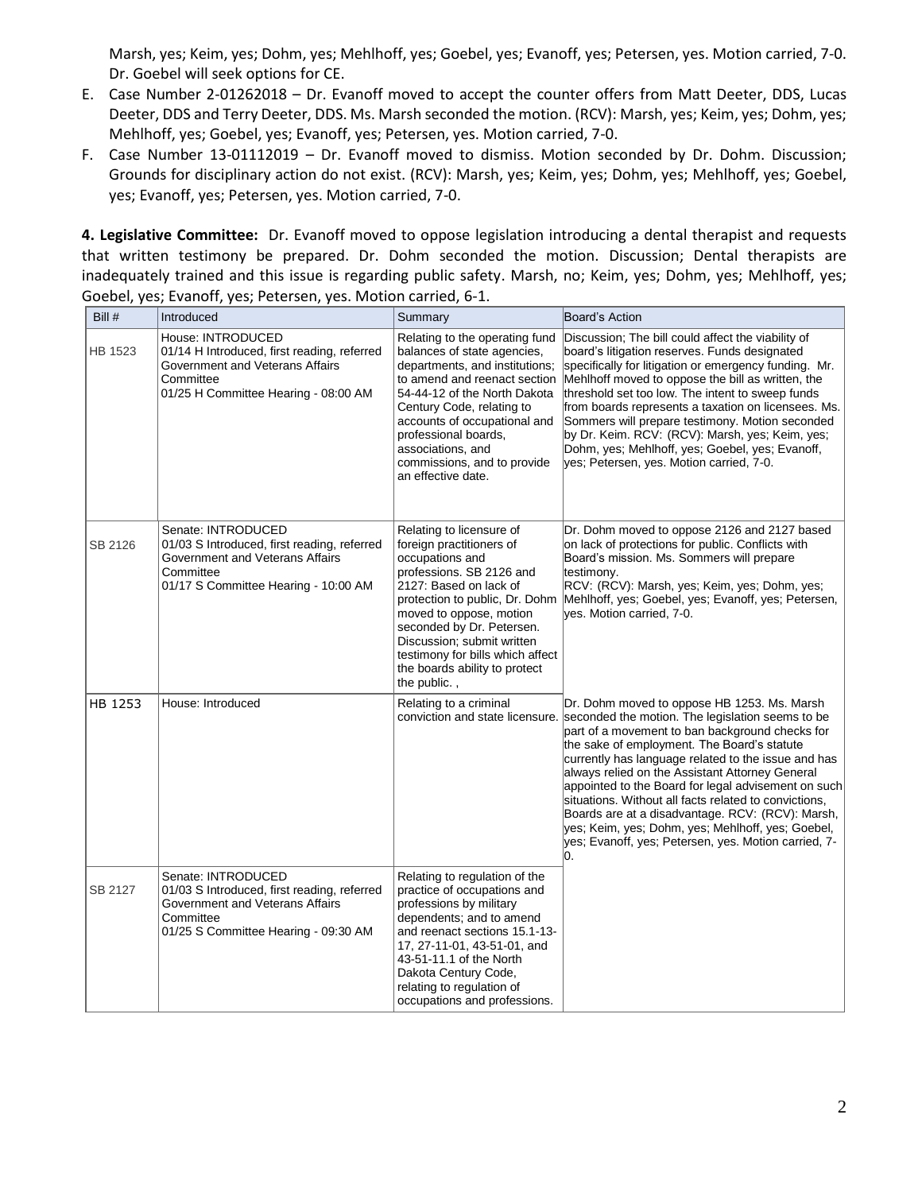Marsh, yes; Keim, yes; Dohm, yes; Mehlhoff, yes; Goebel, yes; Evanoff, yes; Petersen, yes. Motion carried, 7-0. Dr. Goebel will seek options for CE.

E. Case Number 2-01262018 – Dr. Evanoff moved to accept the counter offers from Matt Deeter, DDS, Lucas Deeter, DDS and Terry Deeter, DDS. Ms. Marsh seconded the motion. (RCV): Marsh, yes; Keim, yes; Dohm, yes; Mehlhoff, yes; Goebel, yes; Evanoff, yes; Petersen, yes. Motion carried, 7-0.
F. Case Number 13-01112019 – Dr. Evanoff moved to dismiss. Motion seconded by Dr. Dohm. Discussion; Grounds for disciplinary action do not exist. (RCV): Marsh, yes; Keim, yes; Dohm, yes; Mehlhoff, yes; Goebel, yes; Evanoff, yes; Petersen, yes. Motion carried, 7-0.

**4. Legislative Committee:** Dr. Evanoff moved to oppose legislation introducing a dental therapist and requests that written testimony be prepared. Dr. Dohm seconded the motion. Discussion; Dental therapists are inadequately trained and this issue is regarding public safety. Marsh, no; Keim, yes; Dohm, yes; Mehlhoff, yes; Goebel, yes; Evanoff, yes; Petersen, yes. Motion carried, 6-1.

| Bill # | Introduced | Summary | Board's Action |
|---|---|---|---|
| HB 1523 | House: INTRODUCED 01/14 H Introduced, first reading, referred Government and Veterans Affairs Committee 01/25 H Committee Hearing - 08:00 AM | Relating to the operating fund balances of state agencies, departments, and institutions; to amend and reenact section 54-44-12 of the North Dakota Century Code, relating to accounts of occupational and professional boards, associations, and commissions, and to provide an effective date. | Discussion; The bill could affect the viability of board's litigation reserves. Funds designated specifically for litigation or emergency funding. Mr. Mehlhoff moved to oppose the bill as written, the threshold set too low. The intent to sweep funds from boards represents a taxation on licensees. Ms. Sommers will prepare testimony. Motion seconded by Dr. Keim. RCV: (RCV): Marsh, yes; Keim, yes; Dohm, yes; Mehlhoff, yes; Goebel, yes; Evanoff, yes; Petersen, yes. Motion carried, 7-0. |
| SB 2126 | Senate: INTRODUCED 01/03 S Introduced, first reading, referred Government and Veterans Affairs Committee 01/17 S Committee Hearing - 10:00 AM | Relating to licensure of foreign practitioners of occupations and professions. SB 2126 and 2127: Based on lack of protection to public, Dr. Dohm moved to oppose, motion seconded by Dr. Petersen. Discussion; submit written testimony for bills which affect the boards ability to protect the public. , | Dr. Dohm moved to oppose 2126 and 2127 based on lack of protections for public. Conflicts with Board's mission. Ms. Sommers will prepare testimony. RCV: (RCV): Marsh, yes; Keim, yes; Dohm, yes; Mehlhoff, yes; Goebel, yes; Evanoff, yes; Petersen, yes. Motion carried, 7-0. |
| HB 1253 | House: Introduced | Relating to a criminal conviction and state licensure. | Dr. Dohm moved to oppose HB 1253. Ms. Marsh seconded the motion. The legislation seems to be part of a movement to ban background checks for the sake of employment. The Board's statute currently has language related to the issue and has always relied on the Assistant Attorney General appointed to the Board for legal advisement on such situations. Without all facts related to convictions, Boards are at a disadvantage. RCV: (RCV): Marsh, yes; Keim, yes; Dohm, yes; Mehlhoff, yes; Goebel, yes; Evanoff, yes; Petersen, yes. Motion carried, 7-0. |
| SB 2127 | Senate: INTRODUCED 01/03 S Introduced, first reading, referred Government and Veterans Affairs Committee 01/25 S Committee Hearing - 09:30 AM | Relating to regulation of the practice of occupations and professions by military dependents; and to amend and reenact sections 15.1-13-17, 27-11-01, 43-51-01, and 43-51-11.1 of the North Dakota Century Code, relating to regulation of occupations and professions. | |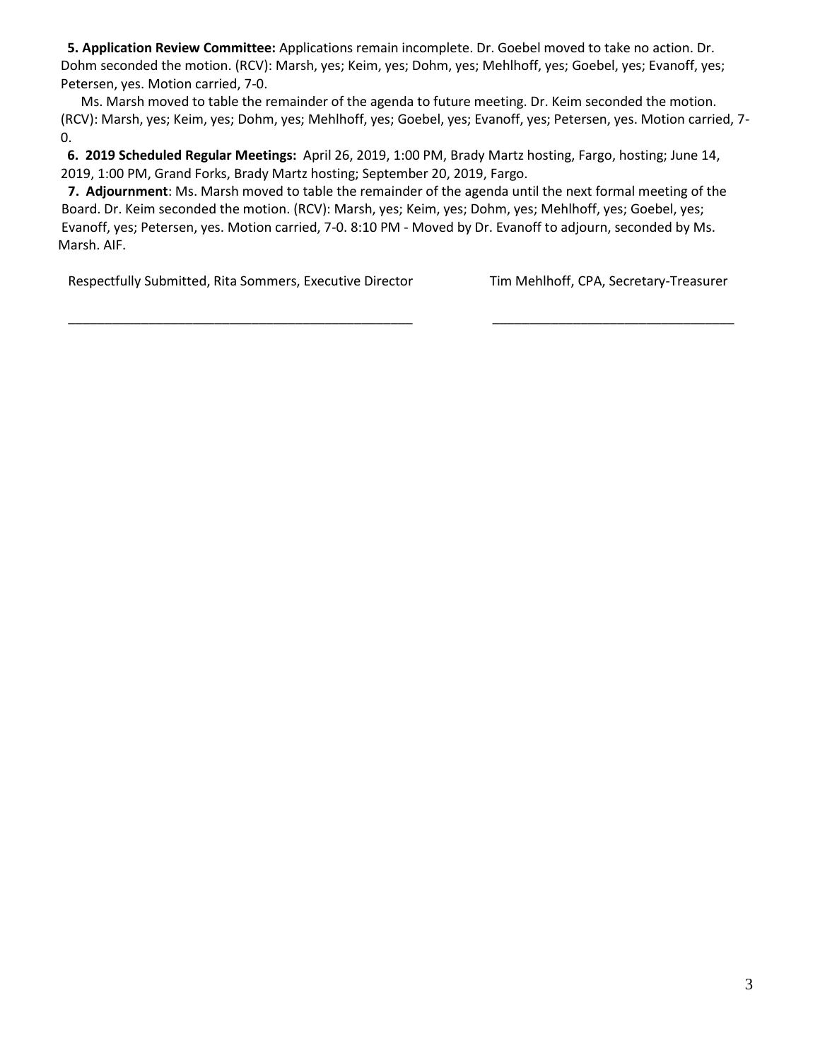**5. Application Review Committee:** Applications remain incomplete. Dr. Goebel moved to take no action. Dr. Dohm seconded the motion. (RCV): Marsh, yes; Keim, yes; Dohm, yes; Mehlhoff, yes; Goebel, yes; Evanoff, yes; Petersen, yes. Motion carried, 7-0.

Ms. Marsh moved to table the remainder of the agenda to future meeting. Dr. Keim seconded the motion. (RCV): Marsh, yes; Keim, yes; Dohm, yes; Mehlhoff, yes; Goebel, yes; Evanoff, yes; Petersen, yes. Motion carried, 7-0.

**6. 2019 Scheduled Regular Meetings:** April 26, 2019, 1:00 PM, Brady Martz hosting, Fargo, hosting; June 14, 2019, 1:00 PM, Grand Forks, Brady Martz hosting; September 20, 2019, Fargo.

**7. Adjournment**: Ms. Marsh moved to table the remainder of the agenda until the next formal meeting of the Board. Dr. Keim seconded the motion. (RCV): Marsh, yes; Keim, yes; Dohm, yes; Mehlhoff, yes; Goebel, yes; Evanoff, yes; Petersen, yes. Motion carried, 7-0. 8:10 PM - Moved by Dr. Evanoff to adjourn, seconded by Ms. Marsh. AIF.

Respectfully Submitted, Rita Sommers, Executive Director

\_\_\_\_\_\_\_\_\_\_\_\_\_\_\_\_\_\_\_\_\_\_\_\_\_\_\_\_\_\_\_\_\_\_\_\_\_\_\_\_

Tim Mehlhoff, CPA, Secretary-Treasurer

\_\_\_\_\_\_\_\_\_\_\_\_\_\_\_\_\_\_\_\_\_\_\_\_\_\_\_\_\_\_\_\_\_\_\_\_\_\_\_\_